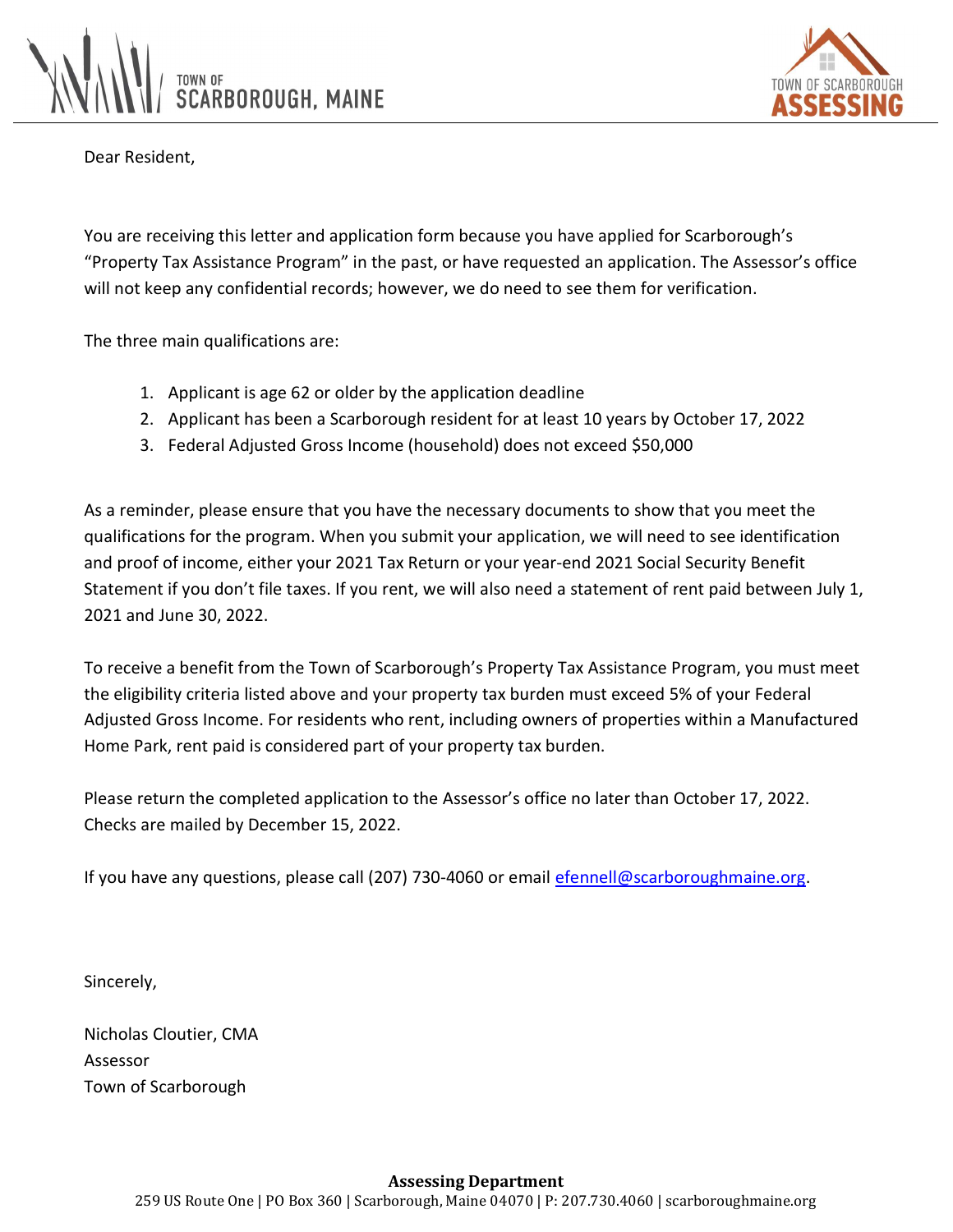TOWN OF SCARBOROUGH, MAINE

TOWN OF SCARBOROUGH ASSESSING

Dear Resident,

You are receiving this letter and application form because you have applied for Scarborough's "Property Tax Assistance Program" in the past, or have requested an application. The Assessor's office will not keep any confidential records; however, we do need to see them for verification.

The three main qualifications are:

1. Applicant is age 62 or older by the application deadline
2. Applicant has been a Scarborough resident for at least 10 years by October 17, 2022
3. Federal Adjusted Gross Income (household) does not exceed $50,000

As a reminder, please ensure that you have the necessary documents to show that you meet the qualifications for the program. When you submit your application, we will need to see identification and proof of income, either your 2021 Tax Return or your year-end 2021 Social Security Benefit Statement if you don't file taxes. If you rent, we will also need a statement of rent paid between July 1, 2021 and June 30, 2022.

To receive a benefit from the Town of Scarborough's Property Tax Assistance Program, you must meet the eligibility criteria listed above and your property tax burden must exceed 5% of your Federal Adjusted Gross Income. For residents who rent, including owners of properties within a Manufactured Home Park, rent paid is considered part of your property tax burden.

Please return the completed application to the Assessor's office no later than October 17, 2022. Checks are mailed by December 15, 2022.

If you have any questions, please call (207) 730-4060 or email efennell@scarboroughmaine.org.

Sincerely,

Nicholas Cloutier, CMA
Assessor
Town of Scarborough

**Assessing Department**
259 US Route One | PO Box 360 | Scarborough, Maine 04070 | P: 207.730.4060 | scarboroughmaine.org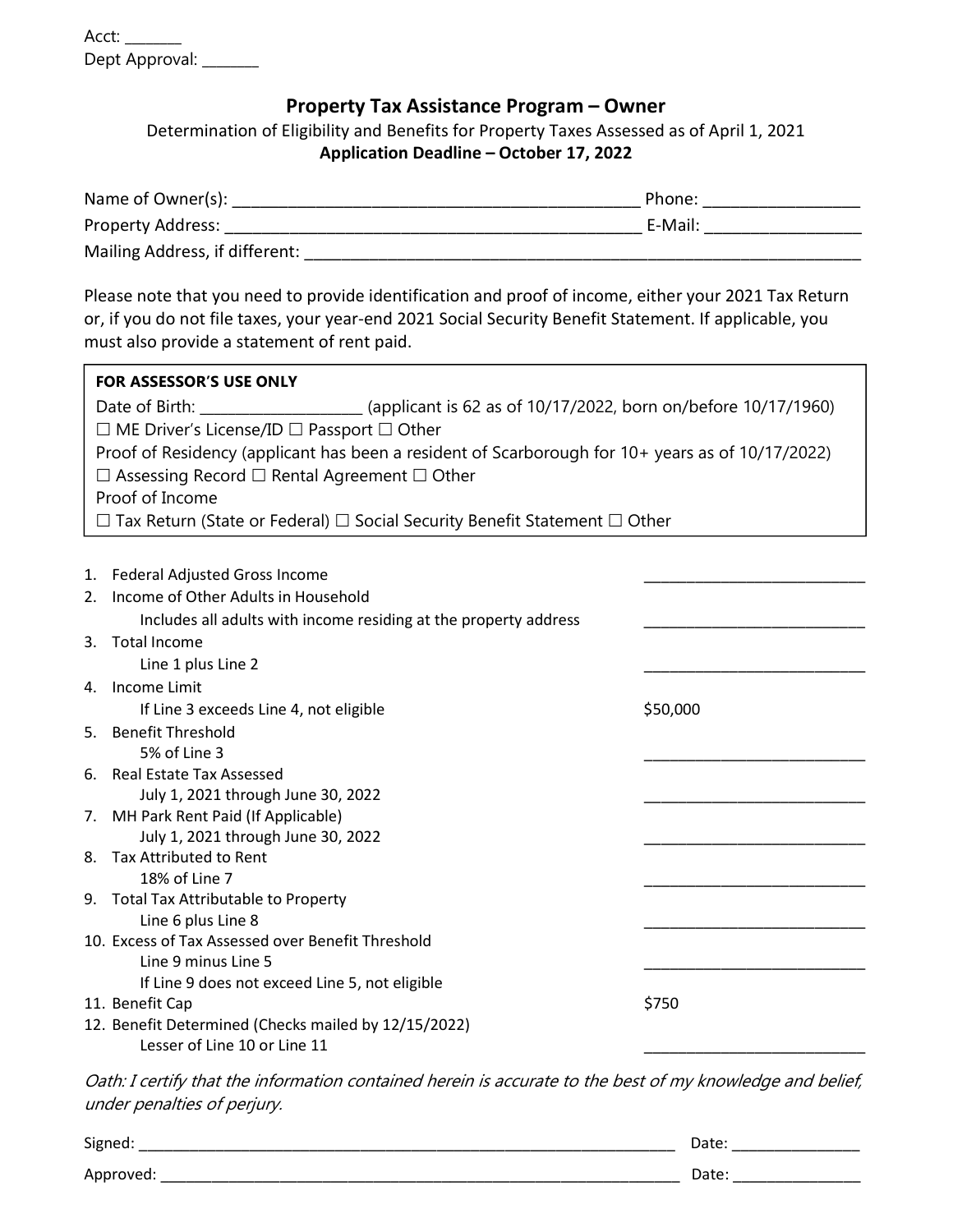Acct: _______
Dept Approval: _______

## Property Tax Assistance Program – Owner

Determination of Eligibility and Benefits for Property Taxes Assessed as of April 1, 2021

**Application Deadline – October 17, 2022**

Name of Owner(s): ______________________________ Phone: ______________

Property Address: ______________________________ E-Mail: ______________

Mailing Address, if different: ______________________________

Please note that you need to provide identification and proof of income, either your 2021 Tax Return or, if you do not file taxes, your year-end 2021 Social Security Benefit Statement. If applicable, you must also provide a statement of rent paid.

**FOR ASSESSOR'S USE ONLY**

Date of Birth: ______________ (applicant is 62 as of 10/17/2022, born on/before 10/17/1960)

☐ ME Driver's License/ID ☐ Passport ☐ Other

Proof of Residency (applicant has been a resident of Scarborough for 10+ years as of 10/17/2022)

☐ Assessing Record ☐ Rental Agreement ☐ Other

Proof of Income

☐ Tax Return (State or Federal) ☐ Social Security Benefit Statement ☐ Other

| | |
|---|---|
| 1. Federal Adjusted Gross Income | ______________ |
| 2. Income of Other Adults in Household<br>Includes all adults with income residing at the property address | ______________ |
| 3. Total Income<br>Line 1 plus Line 2 | ______________ |
| 4. Income Limit<br>If Line 3 exceeds Line 4, not eligible | $50,000 |
| 5. Benefit Threshold<br>5% of Line 3 | ______________ |
| 6. Real Estate Tax Assessed<br>July 1, 2021 through June 30, 2022 | ______________ |
| 7. MH Park Rent Paid (If Applicable)<br>July 1, 2021 through June 30, 2022 | ______________ |
| 8. Tax Attributed to Rent<br>18% of Line 7 | ______________ |
| 9. Total Tax Attributable to Property<br>Line 6 plus Line 8 | ______________ |
| 10. Excess of Tax Assessed over Benefit Threshold<br>Line 9 minus Line 5<br>If Line 9 does not exceed Line 5, not eligible | ______________ |
| 11. Benefit Cap | $750 |
| 12. Benefit Determined (Checks mailed by 12/15/2022)<br>Lesser of Line 10 or Line 11 | ______________ |

*Oath: I certify that the information contained herein is accurate to the best of my knowledge and belief, under penalties of perjury.*

Signed: ______________________________ Date: ______________

Approved: ______________________________ Date: ______________